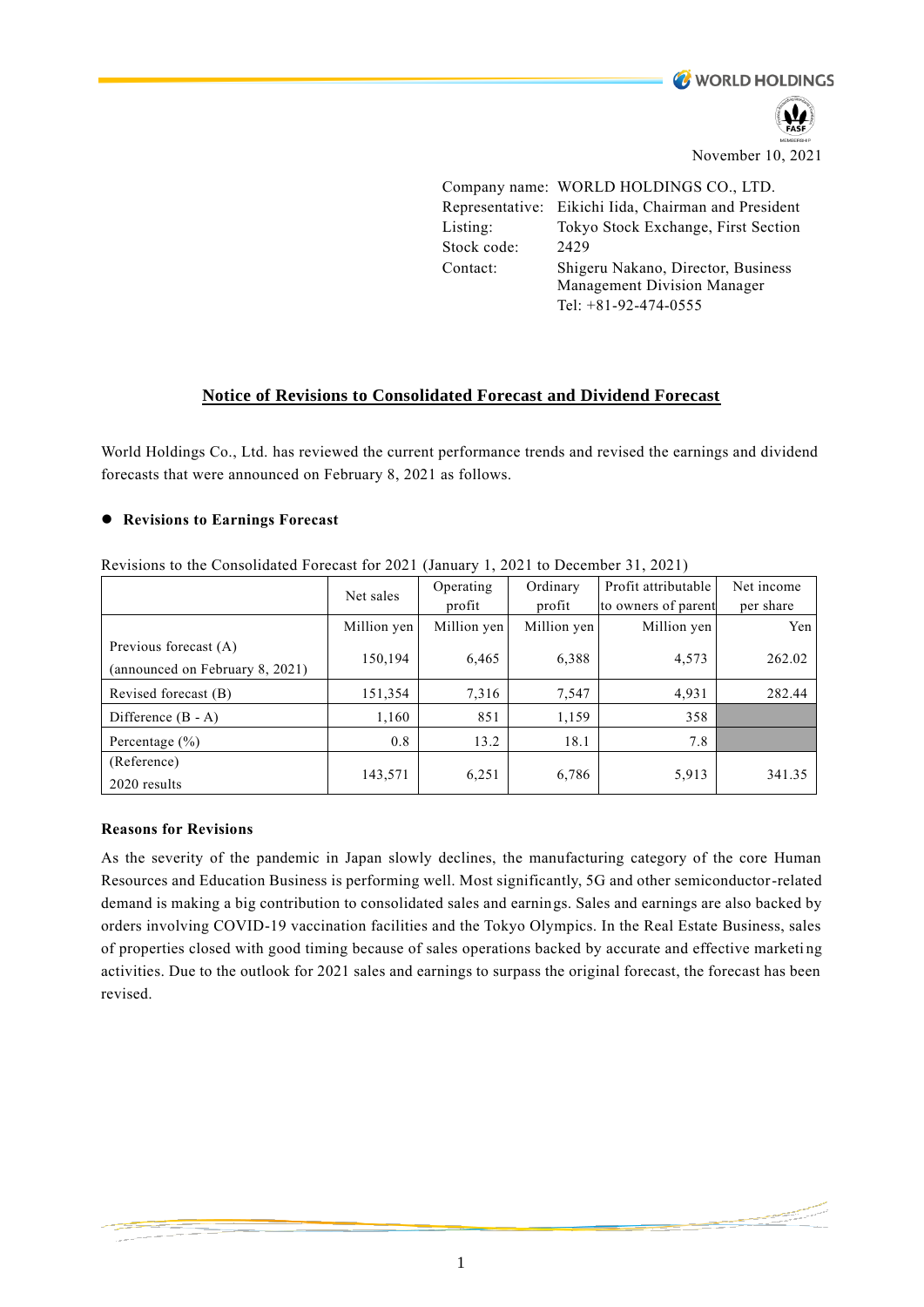November 10, 2021

Company name: WORLD HOLDINGS CO., LTD.
Representative: Eikichi Iida, Chairman and President
Listing: Tokyo Stock Exchange, First Section
Stock code: 2429
Contact: Shigeru Nakano, Director, Business Management Division Manager
Tel: +81-92-474-0555

## Notice of Revisions to Consolidated Forecast and Dividend Forecast

World Holdings Co., Ltd. has reviewed the current performance trends and revised the earnings and dividend forecasts that were announced on February 8, 2021 as follows.

- **Revisions to Earnings Forecast**

Revisions to the Consolidated Forecast for 2021 (January 1, 2021 to December 31, 2021)

| | Net sales | Operating profit | Ordinary profit | Profit attributable to owners of parent | Net income per share |
|---|---|---|---|---|---|
| | Million yen | Million yen | Million yen | Million yen | Yen |
| Previous forecast (A) (announced on February 8, 2021) | 150,194 | 6,465 | 6,388 | 4,573 | 262.02 |
| Revised forecast (B) | 151,354 | 7,316 | 7,547 | 4,931 | 282.44 |
| Difference (B - A) | 1,160 | 851 | 1,159 | 358 | |
| Percentage (%) | 0.8 | 13.2 | 18.1 | 7.8 | |
| (Reference) 2020 results | 143,571 | 6,251 | 6,786 | 5,913 | 341.35 |

**Reasons for Revisions**

As the severity of the pandemic in Japan slowly declines, the manufacturing category of the core Human Resources and Education Business is performing well. Most significantly, 5G and other semiconductor-related demand is making a big contribution to consolidated sales and earnings. Sales and earnings are also backed by orders involving COVID-19 vaccination facilities and the Tokyo Olympics. In the Real Estate Business, sales of properties closed with good timing because of sales operations backed by accurate and effective marketing activities. Due to the outlook for 2021 sales and earnings to surpass the original forecast, the forecast has been revised.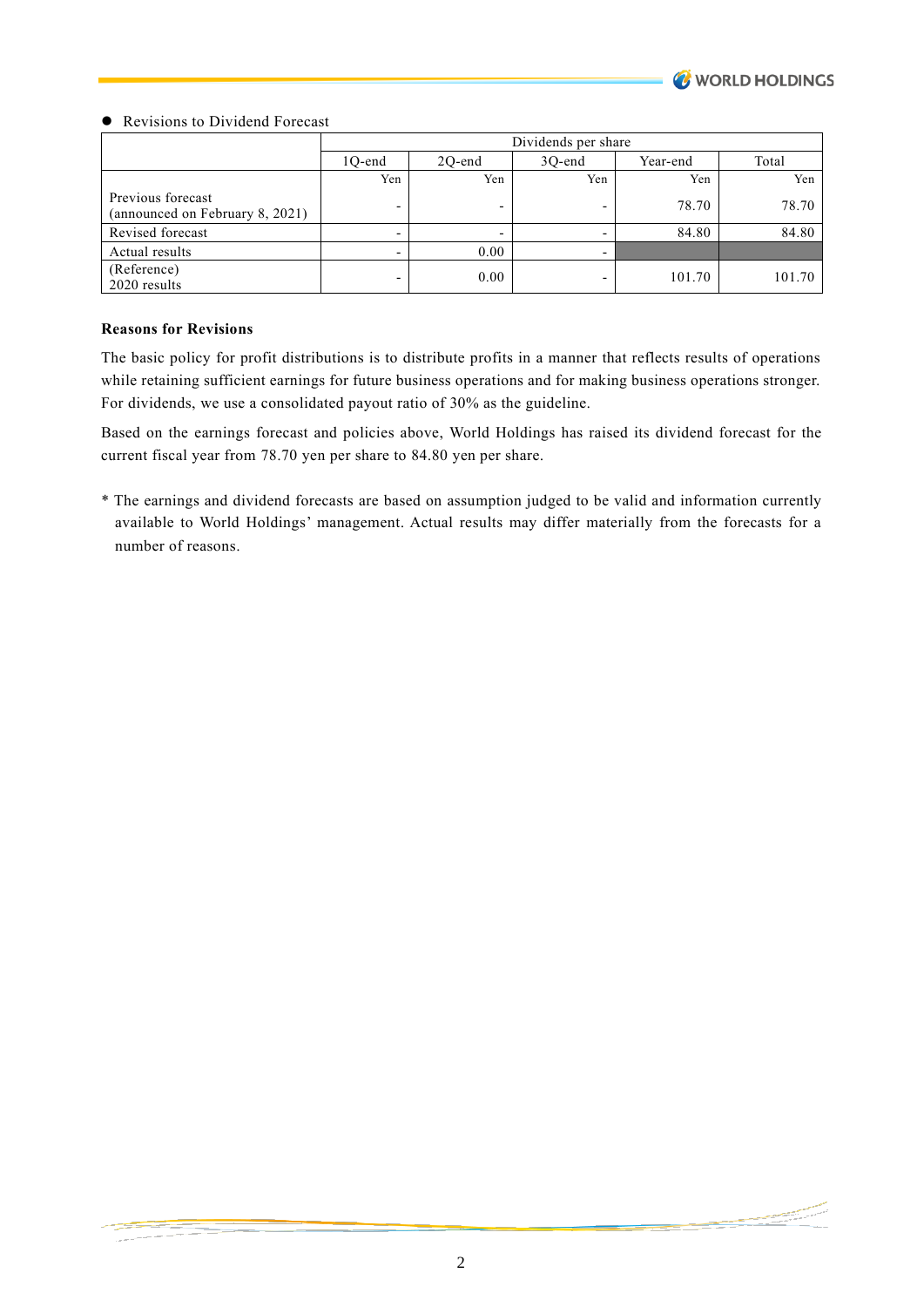- Revisions to Dividend Forecast

| | Dividends per share | | | | |
|---|---|---|---|---|---|
| | 1Q-end | 2Q-end | 3Q-end | Year-end | Total |
| | Yen | Yen | Yen | Yen | Yen |
| Previous forecast (announced on February 8, 2021) | - | - | - | 78.70 | 78.70 |
| Revised forecast | - | - | - | 84.80 | 84.80 |
| Actual results | - | 0.00 | - | | |
| (Reference) 2020 results | - | 0.00 | - | 101.70 | 101.70 |

**Reasons for Revisions**

The basic policy for profit distributions is to distribute profits in a manner that reflects results of operations while retaining sufficient earnings for future business operations and for making business operations stronger. For dividends, we use a consolidated payout ratio of 30% as the guideline.

Based on the earnings forecast and policies above, World Holdings has raised its dividend forecast for the current fiscal year from 78.70 yen per share to 84.80 yen per share.

* The earnings and dividend forecasts are based on assumption judged to be valid and information currently available to World Holdings' management. Actual results may differ materially from the forecasts for a number of reasons.